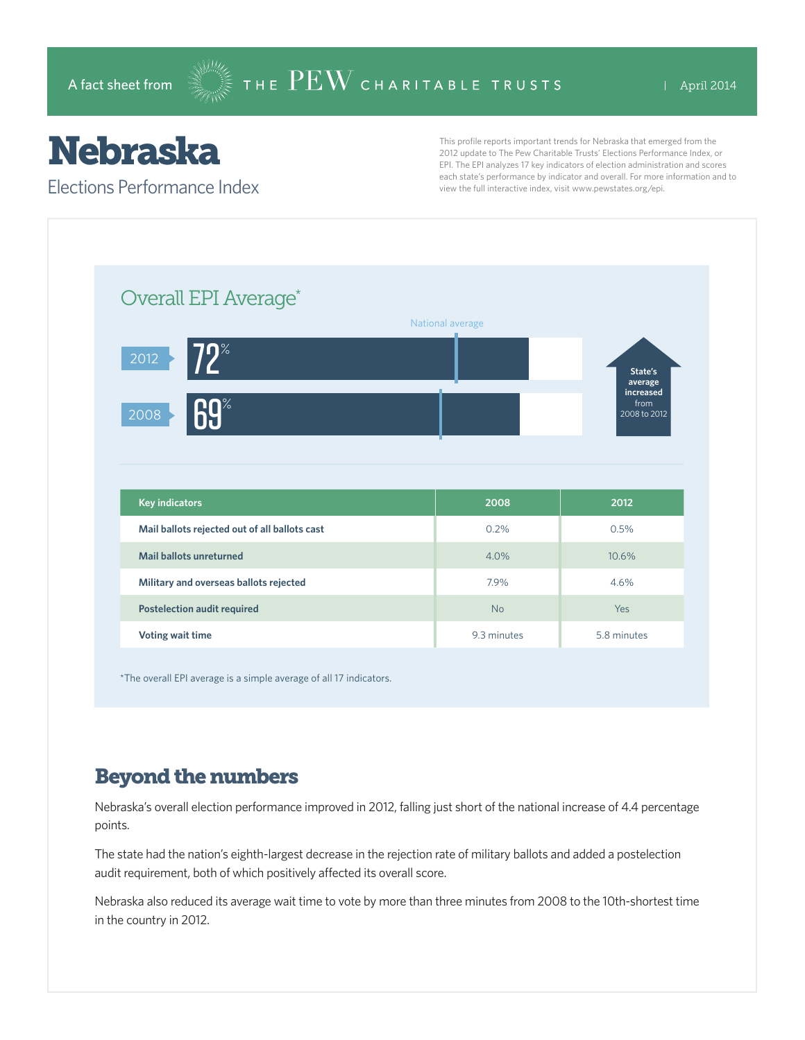A fact sheet from THE PEW CHARITABLE TRUSTS | April 2014

# Nebraska

## Elections Performance Index

This profile reports important trends for Nebraska that emerged from the 2012 update to The Pew Charitable Trusts' Elections Performance Index, or EPI. The EPI analyzes 17 key indicators of election administration and scores each state's performance by indicator and overall. For more information and to view the full interactive index, visit www.pewstates.org/epi.

### Overall EPI Average*

| Year | State average |
|---|---|
| 2012 | 72% |
| 2008 | 69% |

National average

State's average increased from 2008 to 2012

| Key indicators | 2008 | 2012 |
|---|---|---|
| Mail ballots rejected out of all ballots cast | 0.2% | 0.5% |
| Mail ballots unreturned | 4.0% | 10.6% |
| Military and overseas ballots rejected | 7.9% | 4.6% |
| Postelection audit required | No | Yes |
| Voting wait time | 9.3 minutes | 5.8 minutes |

*The overall EPI average is a simple average of all 17 indicators.

## Beyond the numbers

Nebraska's overall election performance improved in 2012, falling just short of the national increase of 4.4 percentage points.

The state had the nation's eighth-largest decrease in the rejection rate of military ballots and added a postelection audit requirement, both of which positively affected its overall score.

Nebraska also reduced its average wait time to vote by more than three minutes from 2008 to the 10th-shortest time in the country in 2012.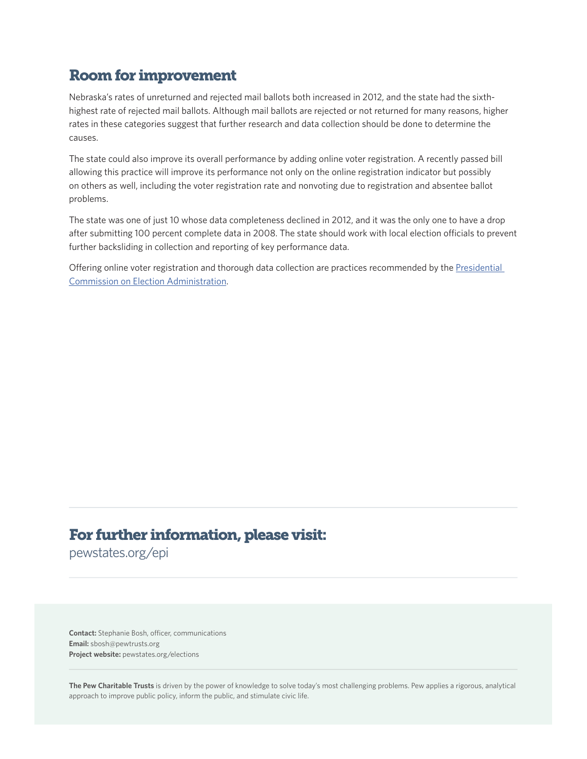## Room for improvement

Nebraska's rates of unreturned and rejected mail ballots both increased in 2012, and the state had the sixth-highest rate of rejected mail ballots. Although mail ballots are rejected or not returned for many reasons, higher rates in these categories suggest that further research and data collection should be done to determine the causes.

The state could also improve its overall performance by adding online voter registration. A recently passed bill allowing this practice will improve its performance not only on the online registration indicator but possibly on others as well, including the voter registration rate and nonvoting due to registration and absentee ballot problems.

The state was one of just 10 whose data completeness declined in 2012, and it was the only one to have a drop after submitting 100 percent complete data in 2008. The state should work with local election officials to prevent further backsliding in collection and reporting of key performance data.

Offering online voter registration and thorough data collection are practices recommended by the [Presidential Commission on Election Administration]().

---

## For further information, please visit:

pewstates.org/epi

---

**Contact:** Stephanie Bosh, officer, communications
**Email:** sbosh@pewtrusts.org
**Project website:** pewstates.org/elections

**The Pew Charitable Trusts** is driven by the power of knowledge to solve today's most challenging problems. Pew applies a rigorous, analytical approach to improve public policy, inform the public, and stimulate civic life.